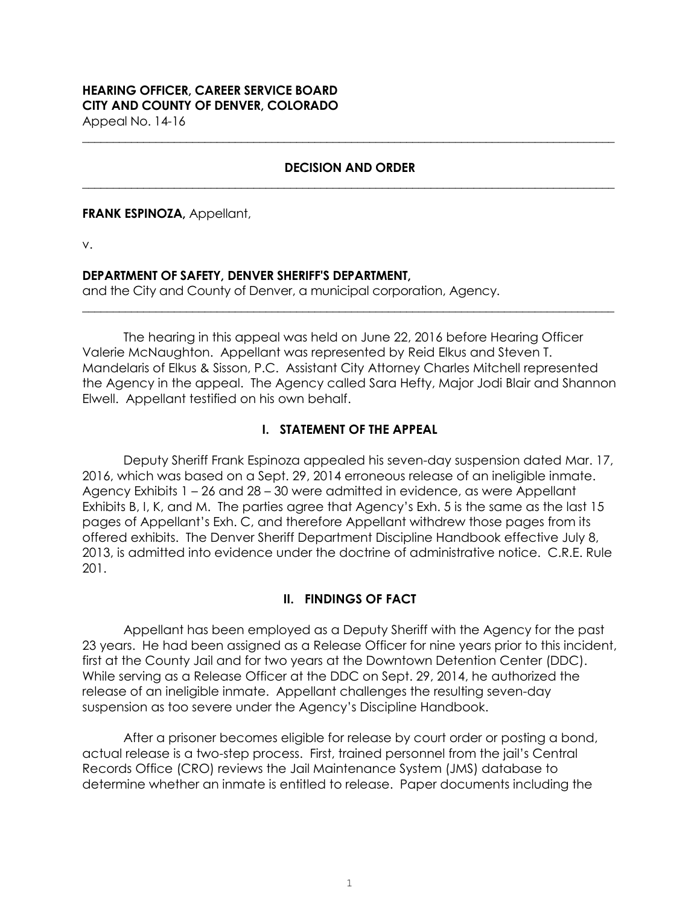**HEARING OFFICER, CAREER SERVICE BOARD**
**CITY AND COUNTY OF DENVER, COLORADO**
Appeal No. 14-16

---

## DECISION AND ORDER

---

**FRANK ESPINOZA,** Appellant,

v.

**DEPARTMENT OF SAFETY, DENVER SHERIFF'S DEPARTMENT,**
and the City and County of Denver, a municipal corporation, Agency.

---

The hearing in this appeal was held on June 22, 2016 before Hearing Officer Valerie McNaughton. Appellant was represented by Reid Elkus and Steven T. Mandelaris of Elkus & Sisson, P.C. Assistant City Attorney Charles Mitchell represented the Agency in the appeal. The Agency called Sara Hefty, Major Jodi Blair and Shannon Elwell. Appellant testified on his own behalf.

## I. STATEMENT OF THE APPEAL

Deputy Sheriff Frank Espinoza appealed his seven-day suspension dated Mar. 17, 2016, which was based on a Sept. 29, 2014 erroneous release of an ineligible inmate. Agency Exhibits 1 – 26 and 28 – 30 were admitted in evidence, as were Appellant Exhibits B, I, K, and M. The parties agree that Agency's Exh. 5 is the same as the last 15 pages of Appellant's Exh. C, and therefore Appellant withdrew those pages from its offered exhibits. The Denver Sheriff Department Discipline Handbook effective July 8, 2013, is admitted into evidence under the doctrine of administrative notice. C.R.E. Rule 201.

## II. FINDINGS OF FACT

Appellant has been employed as a Deputy Sheriff with the Agency for the past 23 years. He had been assigned as a Release Officer for nine years prior to this incident, first at the County Jail and for two years at the Downtown Detention Center (DDC). While serving as a Release Officer at the DDC on Sept. 29, 2014, he authorized the release of an ineligible inmate. Appellant challenges the resulting seven-day suspension as too severe under the Agency's Discipline Handbook.

After a prisoner becomes eligible for release by court order or posting a bond, actual release is a two-step process. First, trained personnel from the jail's Central Records Office (CRO) reviews the Jail Maintenance System (JMS) database to determine whether an inmate is entitled to release. Paper documents including the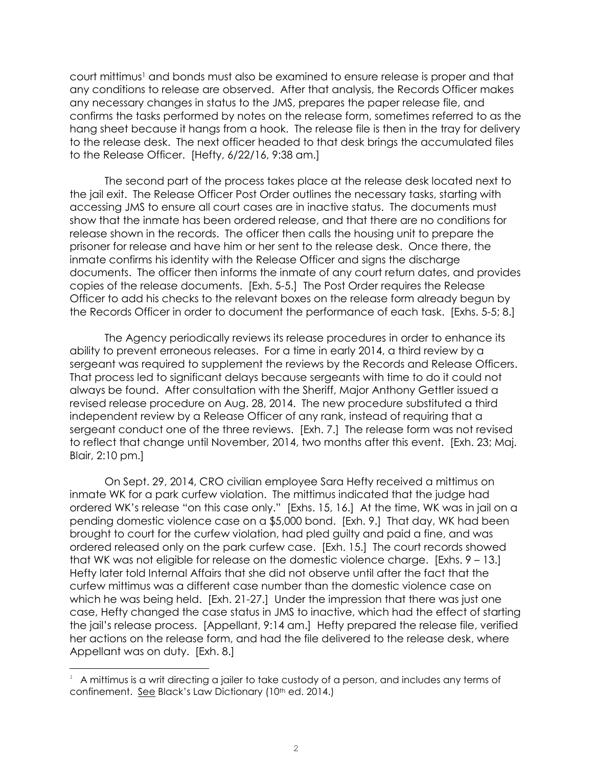court mittimus[1] and bonds must also be examined to ensure release is proper and that any conditions to release are observed. After that analysis, the Records Officer makes any necessary changes in status to the JMS, prepares the paper release file, and confirms the tasks performed by notes on the release form, sometimes referred to as the hang sheet because it hangs from a hook. The release file is then in the tray for delivery to the release desk. The next officer headed to that desk brings the accumulated files to the Release Officer. [Hefty, 6/22/16, 9:38 am.]

The second part of the process takes place at the release desk located next to the jail exit. The Release Officer Post Order outlines the necessary tasks, starting with accessing JMS to ensure all court cases are in inactive status. The documents must show that the inmate has been ordered release, and that there are no conditions for release shown in the records. The officer then calls the housing unit to prepare the prisoner for release and have him or her sent to the release desk. Once there, the inmate confirms his identity with the Release Officer and signs the discharge documents. The officer then informs the inmate of any court return dates, and provides copies of the release documents. [Exh. 5-5.] The Post Order requires the Release Officer to add his checks to the relevant boxes on the release form already begun by the Records Officer in order to document the performance of each task. [Exhs. 5-5; 8.]

The Agency periodically reviews its release procedures in order to enhance its ability to prevent erroneous releases. For a time in early 2014, a third review by a sergeant was required to supplement the reviews by the Records and Release Officers. That process led to significant delays because sergeants with time to do it could not always be found. After consultation with the Sheriff, Major Anthony Gettler issued a revised release procedure on Aug. 28, 2014. The new procedure substituted a third independent review by a Release Officer of any rank, instead of requiring that a sergeant conduct one of the three reviews. [Exh. 7.] The release form was not revised to reflect that change until November, 2014, two months after this event. [Exh. 23; Maj. Blair, 2:10 pm.]

On Sept. 29, 2014, CRO civilian employee Sara Hefty received a mittimus on inmate WK for a park curfew violation. The mittimus indicated that the judge had ordered WK's release "on this case only." [Exhs. 15, 16.] At the time, WK was in jail on a pending domestic violence case on a $5,000 bond. [Exh. 9.] That day, WK had been brought to court for the curfew violation, had pled guilty and paid a fine, and was ordered released only on the park curfew case. [Exh. 15.] The court records showed that WK was not eligible for release on the domestic violence charge. [Exhs. 9 – 13.] Hefty later told Internal Affairs that she did not observe until after the fact that the curfew mittimus was a different case number than the domestic violence case on which he was being held. [Exh. 21-27.] Under the impression that there was just one case, Hefty changed the case status in JMS to inactive, which had the effect of starting the jail's release process. [Appellant, 9:14 am.] Hefty prepared the release file, verified her actions on the release form, and had the file delivered to the release desk, where Appellant was on duty. [Exh. 8.]

[1] A mittimus is a writ directing a jailer to take custody of a person, and includes any terms of confinement. See Black's Law Dictionary (10th ed. 2014.)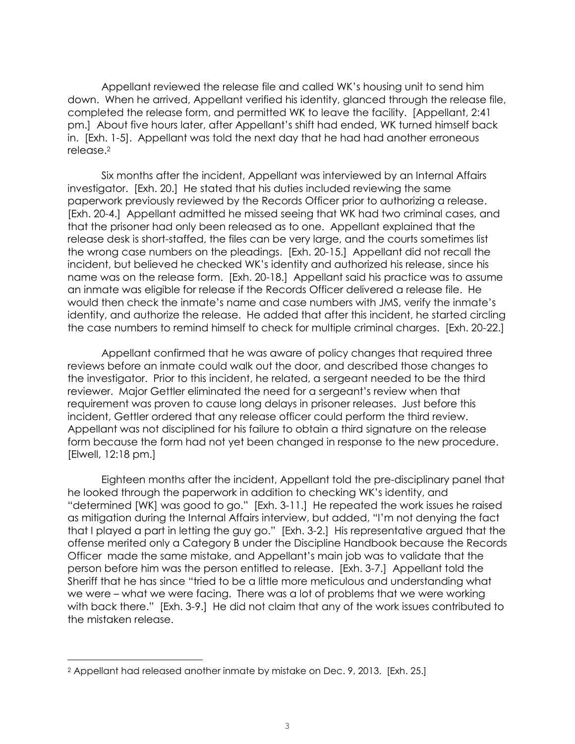Appellant reviewed the release file and called WK's housing unit to send him down. When he arrived, Appellant verified his identity, glanced through the release file, completed the release form, and permitted WK to leave the facility. [Appellant, 2:41 pm.] About five hours later, after Appellant's shift had ended, WK turned himself back in. [Exh. 1-5]. Appellant was told the next day that he had had another erroneous release.[2]

Six months after the incident, Appellant was interviewed by an Internal Affairs investigator. [Exh. 20.] He stated that his duties included reviewing the same paperwork previously reviewed by the Records Officer prior to authorizing a release. [Exh. 20-4.] Appellant admitted he missed seeing that WK had two criminal cases, and that the prisoner had only been released as to one. Appellant explained that the release desk is short-staffed, the files can be very large, and the courts sometimes list the wrong case numbers on the pleadings. [Exh. 20-15.] Appellant did not recall the incident, but believed he checked WK's identity and authorized his release, since his name was on the release form. [Exh. 20-18.] Appellant said his practice was to assume an inmate was eligible for release if the Records Officer delivered a release file. He would then check the inmate's name and case numbers with JMS, verify the inmate's identity, and authorize the release. He added that after this incident, he started circling the case numbers to remind himself to check for multiple criminal charges. [Exh. 20-22.]

Appellant confirmed that he was aware of policy changes that required three reviews before an inmate could walk out the door, and described those changes to the investigator. Prior to this incident, he related, a sergeant needed to be the third reviewer. Major Gettler eliminated the need for a sergeant's review when that requirement was proven to cause long delays in prisoner releases. Just before this incident, Gettler ordered that any release officer could perform the third review. Appellant was not disciplined for his failure to obtain a third signature on the release form because the form had not yet been changed in response to the new procedure. [Elwell, 12:18 pm.]

Eighteen months after the incident, Appellant told the pre-disciplinary panel that he looked through the paperwork in addition to checking WK's identity, and "determined [WK] was good to go." [Exh. 3-11.] He repeated the work issues he raised as mitigation during the Internal Affairs interview, but added, "I'm not denying the fact that I played a part in letting the guy go." [Exh. 3-2.] His representative argued that the offense merited only a Category B under the Discipline Handbook because the Records Officer made the same mistake, and Appellant's main job was to validate that the person before him was the person entitled to release. [Exh. 3-7.] Appellant told the Sheriff that he has since "tried to be a little more meticulous and understanding what we were – what we were facing. There was a lot of problems that we were working with back there." [Exh. 3-9.] He did not claim that any of the work issues contributed to the mistaken release.

---

[2] Appellant had released another inmate by mistake on Dec. 9, 2013. [Exh. 25.]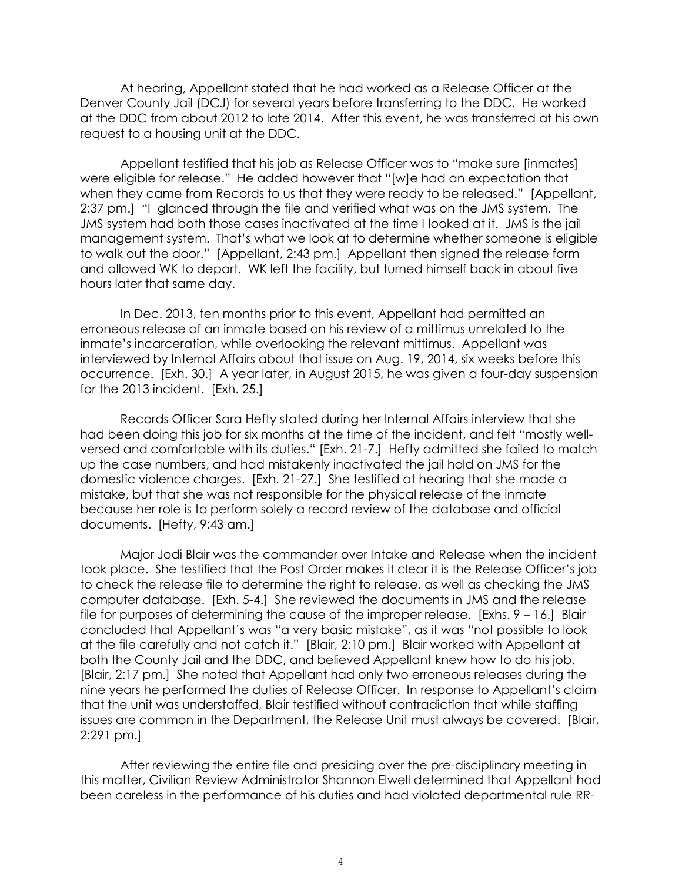At hearing, Appellant stated that he had worked as a Release Officer at the Denver County Jail (DCJ) for several years before transferring to the DDC. He worked at the DDC from about 2012 to late 2014. After this event, he was transferred at his own request to a housing unit at the DDC.

Appellant testified that his job as Release Officer was to "make sure [inmates] were eligible for release." He added however that "[w]e had an expectation that when they came from Records to us that they were ready to be released." [Appellant, 2:37 pm.] "I glanced through the file and verified what was on the JMS system. The JMS system had both those cases inactivated at the time I looked at it. JMS is the jail management system. That's what we look at to determine whether someone is eligible to walk out the door." [Appellant, 2:43 pm.] Appellant then signed the release form and allowed WK to depart. WK left the facility, but turned himself back in about five hours later that same day.

In Dec. 2013, ten months prior to this event, Appellant had permitted an erroneous release of an inmate based on his review of a mittimus unrelated to the inmate's incarceration, while overlooking the relevant mittimus. Appellant was interviewed by Internal Affairs about that issue on Aug. 19, 2014, six weeks before this occurrence. [Exh. 30.] A year later, in August 2015, he was given a four-day suspension for the 2013 incident. [Exh. 25.]

Records Officer Sara Hefty stated during her Internal Affairs interview that she had been doing this job for six months at the time of the incident, and felt "mostly well-versed and comfortable with its duties." [Exh. 21-7.] Hefty admitted she failed to match up the case numbers, and had mistakenly inactivated the jail hold on JMS for the domestic violence charges. [Exh. 21-27.] She testified at hearing that she made a mistake, but that she was not responsible for the physical release of the inmate because her role is to perform solely a record review of the database and official documents. [Hefty, 9:43 am.]

Major Jodi Blair was the commander over Intake and Release when the incident took place. She testified that the Post Order makes it clear it is the Release Officer's job to check the release file to determine the right to release, as well as checking the JMS computer database. [Exh. 5-4.] She reviewed the documents in JMS and the release file for purposes of determining the cause of the improper release. [Exhs. 9 – 16.] Blair concluded that Appellant's was "a very basic mistake", as it was "not possible to look at the file carefully and not catch it." [Blair, 2:10 pm.] Blair worked with Appellant at both the County Jail and the DDC, and believed Appellant knew how to do his job. [Blair, 2:17 pm.] She noted that Appellant had only two erroneous releases during the nine years he performed the duties of Release Officer. In response to Appellant's claim that the unit was understaffed, Blair testified without contradiction that while staffing issues are common in the Department, the Release Unit must always be covered. [Blair, 2:291 pm.]

After reviewing the entire file and presiding over the pre-disciplinary meeting in this matter, Civilian Review Administrator Shannon Elwell determined that Appellant had been careless in the performance of his duties and had violated departmental rule RR-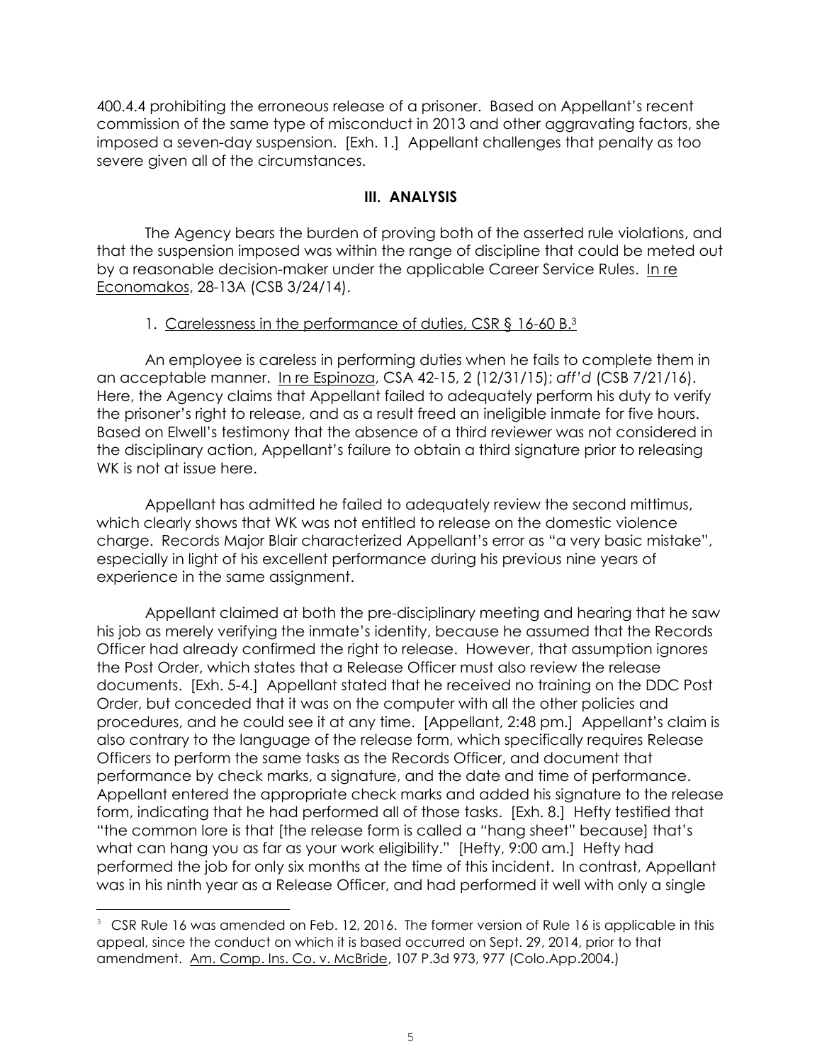400.4.4 prohibiting the erroneous release of a prisoner. Based on Appellant's recent commission of the same type of misconduct in 2013 and other aggravating factors, she imposed a seven-day suspension. [Exh. 1.] Appellant challenges that penalty as too severe given all of the circumstances.

## III. ANALYSIS

The Agency bears the burden of proving both of the asserted rule violations, and that the suspension imposed was within the range of discipline that could be meted out by a reasonable decision-maker under the applicable Career Service Rules. In re Economakos, 28-13A (CSB 3/24/14).

1. Carelessness in the performance of duties, CSR § 16-60 B.[3]

An employee is careless in performing duties when he fails to complete them in an acceptable manner. In re Espinoza, CSA 42-15, 2 (12/31/15); *aff'd* (CSB 7/21/16). Here, the Agency claims that Appellant failed to adequately perform his duty to verify the prisoner's right to release, and as a result freed an ineligible inmate for five hours. Based on Elwell's testimony that the absence of a third reviewer was not considered in the disciplinary action, Appellant's failure to obtain a third signature prior to releasing WK is not at issue here.

Appellant has admitted he failed to adequately review the second mittimus, which clearly shows that WK was not entitled to release on the domestic violence charge. Records Major Blair characterized Appellant's error as "a very basic mistake", especially in light of his excellent performance during his previous nine years of experience in the same assignment.

Appellant claimed at both the pre-disciplinary meeting and hearing that he saw his job as merely verifying the inmate's identity, because he assumed that the Records Officer had already confirmed the right to release. However, that assumption ignores the Post Order, which states that a Release Officer must also review the release documents. [Exh. 5-4.] Appellant stated that he received no training on the DDC Post Order, but conceded that it was on the computer with all the other policies and procedures, and he could see it at any time. [Appellant, 2:48 pm.] Appellant's claim is also contrary to the language of the release form, which specifically requires Release Officers to perform the same tasks as the Records Officer, and document that performance by check marks, a signature, and the date and time of performance. Appellant entered the appropriate check marks and added his signature to the release form, indicating that he had performed all of those tasks. [Exh. 8.] Hefty testified that "the common lore is that [the release form is called a "hang sheet" because] that's what can hang you as far as your work eligibility." [Hefty, 9:00 am.] Hefty had performed the job for only six months at the time of this incident. In contrast, Appellant was in his ninth year as a Release Officer, and had performed it well with only a single

---

[3] CSR Rule 16 was amended on Feb. 12, 2016. The former version of Rule 16 is applicable in this appeal, since the conduct on which it is based occurred on Sept. 29, 2014, prior to that amendment. Am. Comp. Ins. Co. v. McBride, 107 P.3d 973, 977 (Colo.App.2004.)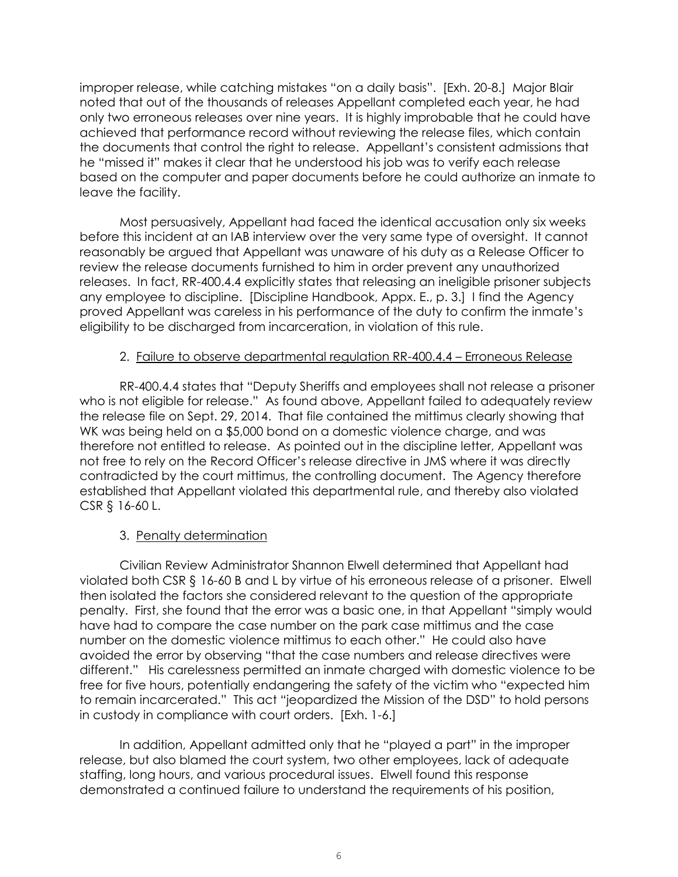improper release, while catching mistakes "on a daily basis". [Exh. 20-8.] Major Blair noted that out of the thousands of releases Appellant completed each year, he had only two erroneous releases over nine years. It is highly improbable that he could have achieved that performance record without reviewing the release files, which contain the documents that control the right to release. Appellant's consistent admissions that he "missed it" makes it clear that he understood his job was to verify each release based on the computer and paper documents before he could authorize an inmate to leave the facility.

Most persuasively, Appellant had faced the identical accusation only six weeks before this incident at an IAB interview over the very same type of oversight. It cannot reasonably be argued that Appellant was unaware of his duty as a Release Officer to review the release documents furnished to him in order prevent any unauthorized releases. In fact, RR-400.4.4 explicitly states that releasing an ineligible prisoner subjects any employee to discipline. [Discipline Handbook, Appx. E., p. 3.] I find the Agency proved Appellant was careless in his performance of the duty to confirm the inmate's eligibility to be discharged from incarceration, in violation of this rule.

2. Failure to observe departmental regulation RR-400.4.4 – Erroneous Release

RR-400.4.4 states that "Deputy Sheriffs and employees shall not release a prisoner who is not eligible for release." As found above, Appellant failed to adequately review the release file on Sept. 29, 2014. That file contained the mittimus clearly showing that WK was being held on a $5,000 bond on a domestic violence charge, and was therefore not entitled to release. As pointed out in the discipline letter, Appellant was not free to rely on the Record Officer's release directive in JMS where it was directly contradicted by the court mittimus, the controlling document. The Agency therefore established that Appellant violated this departmental rule, and thereby also violated CSR § 16-60 L.

3. Penalty determination

Civilian Review Administrator Shannon Elwell determined that Appellant had violated both CSR § 16-60 B and L by virtue of his erroneous release of a prisoner. Elwell then isolated the factors she considered relevant to the question of the appropriate penalty. First, she found that the error was a basic one, in that Appellant "simply would have had to compare the case number on the park case mittimus and the case number on the domestic violence mittimus to each other." He could also have avoided the error by observing "that the case numbers and release directives were different." His carelessness permitted an inmate charged with domestic violence to be free for five hours, potentially endangering the safety of the victim who "expected him to remain incarcerated." This act "jeopardized the Mission of the DSD" to hold persons in custody in compliance with court orders. [Exh. 1-6.]

In addition, Appellant admitted only that he "played a part" in the improper release, but also blamed the court system, two other employees, lack of adequate staffing, long hours, and various procedural issues. Elwell found this response demonstrated a continued failure to understand the requirements of his position,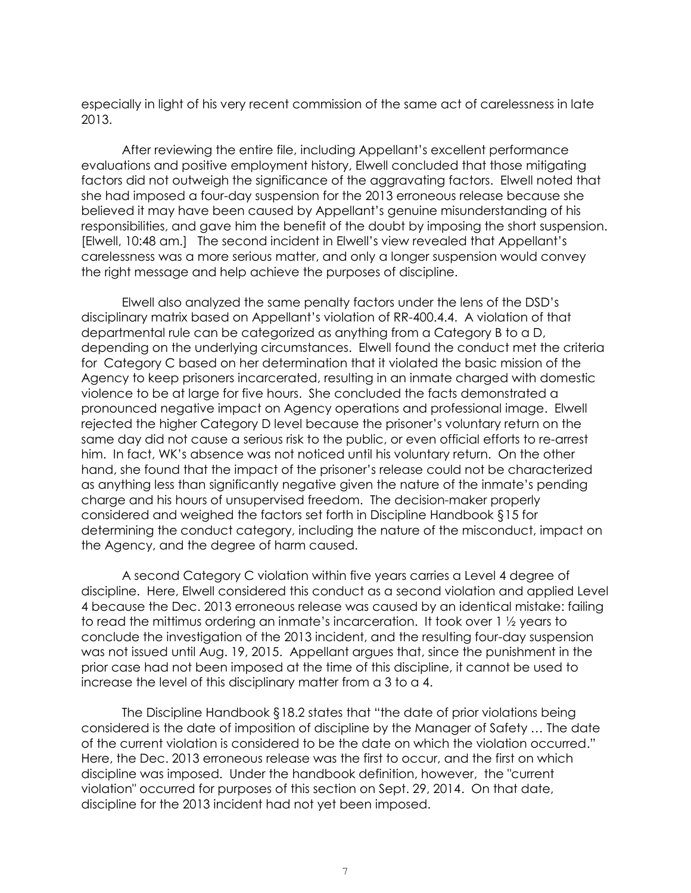especially in light of his very recent commission of the same act of carelessness in late 2013.

After reviewing the entire file, including Appellant's excellent performance evaluations and positive employment history, Elwell concluded that those mitigating factors did not outweigh the significance of the aggravating factors. Elwell noted that she had imposed a four-day suspension for the 2013 erroneous release because she believed it may have been caused by Appellant's genuine misunderstanding of his responsibilities, and gave him the benefit of the doubt by imposing the short suspension. [Elwell, 10:48 am.] The second incident in Elwell's view revealed that Appellant's carelessness was a more serious matter, and only a longer suspension would convey the right message and help achieve the purposes of discipline.

Elwell also analyzed the same penalty factors under the lens of the DSD's disciplinary matrix based on Appellant's violation of RR-400.4.4. A violation of that departmental rule can be categorized as anything from a Category B to a D, depending on the underlying circumstances. Elwell found the conduct met the criteria for Category C based on her determination that it violated the basic mission of the Agency to keep prisoners incarcerated, resulting in an inmate charged with domestic violence to be at large for five hours. She concluded the facts demonstrated a pronounced negative impact on Agency operations and professional image. Elwell rejected the higher Category D level because the prisoner's voluntary return on the same day did not cause a serious risk to the public, or even official efforts to re-arrest him. In fact, WK's absence was not noticed until his voluntary return. On the other hand, she found that the impact of the prisoner's release could not be characterized as anything less than significantly negative given the nature of the inmate's pending charge and his hours of unsupervised freedom. The decision-maker properly considered and weighed the factors set forth in Discipline Handbook §15 for determining the conduct category, including the nature of the misconduct, impact on the Agency, and the degree of harm caused.

A second Category C violation within five years carries a Level 4 degree of discipline. Here, Elwell considered this conduct as a second violation and applied Level 4 because the Dec. 2013 erroneous release was caused by an identical mistake: failing to read the mittimus ordering an inmate's incarceration. It took over 1 ½ years to conclude the investigation of the 2013 incident, and the resulting four-day suspension was not issued until Aug. 19, 2015. Appellant argues that, since the punishment in the prior case had not been imposed at the time of this discipline, it cannot be used to increase the level of this disciplinary matter from a 3 to a 4.

The Discipline Handbook §18.2 states that "the date of prior violations being considered is the date of imposition of discipline by the Manager of Safety … The date of the current violation is considered to be the date on which the violation occurred." Here, the Dec. 2013 erroneous release was the first to occur, and the first on which discipline was imposed. Under the handbook definition, however, the "current violation" occurred for purposes of this section on Sept. 29, 2014. On that date, discipline for the 2013 incident had not yet been imposed.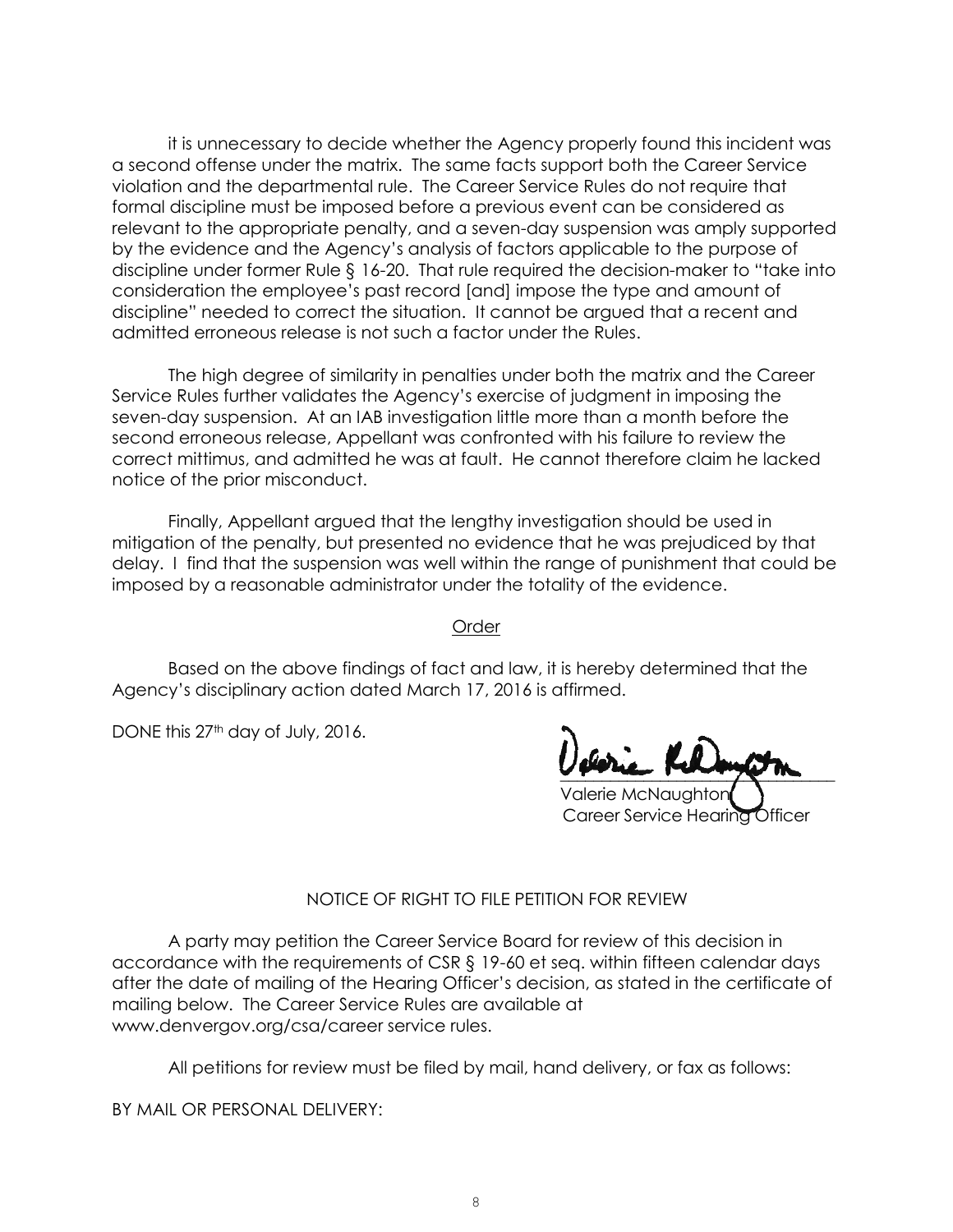it is unnecessary to decide whether the Agency properly found this incident was a second offense under the matrix. The same facts support both the Career Service violation and the departmental rule. The Career Service Rules do not require that formal discipline must be imposed before a previous event can be considered as relevant to the appropriate penalty, and a seven-day suspension was amply supported by the evidence and the Agency's analysis of factors applicable to the purpose of discipline under former Rule § 16-20. That rule required the decision-maker to "take into consideration the employee's past record [and] impose the type and amount of discipline" needed to correct the situation. It cannot be argued that a recent and admitted erroneous release is not such a factor under the Rules.

The high degree of similarity in penalties under both the matrix and the Career Service Rules further validates the Agency's exercise of judgment in imposing the seven-day suspension. At an IAB investigation little more than a month before the second erroneous release, Appellant was confronted with his failure to review the correct mittimus, and admitted he was at fault. He cannot therefore claim he lacked notice of the prior misconduct.

Finally, Appellant argued that the lengthy investigation should be used in mitigation of the penalty, but presented no evidence that he was prejudiced by that delay. I find that the suspension was well within the range of punishment that could be imposed by a reasonable administrator under the totality of the evidence.

## Order

Based on the above findings of fact and law, it is hereby determined that the Agency's disciplinary action dated March 17, 2016 is affirmed.

DONE this 27th day of July, 2016.

Valerie McNaughton
Career Service Hearing Officer

## NOTICE OF RIGHT TO FILE PETITION FOR REVIEW

A party may petition the Career Service Board for review of this decision in accordance with the requirements of CSR § 19-60 et seq. within fifteen calendar days after the date of mailing of the Hearing Officer's decision, as stated in the certificate of mailing below. The Career Service Rules are available at www.denvergov.org/csa/career service rules.

All petitions for review must be filed by mail, hand delivery, or fax as follows:

BY MAIL OR PERSONAL DELIVERY: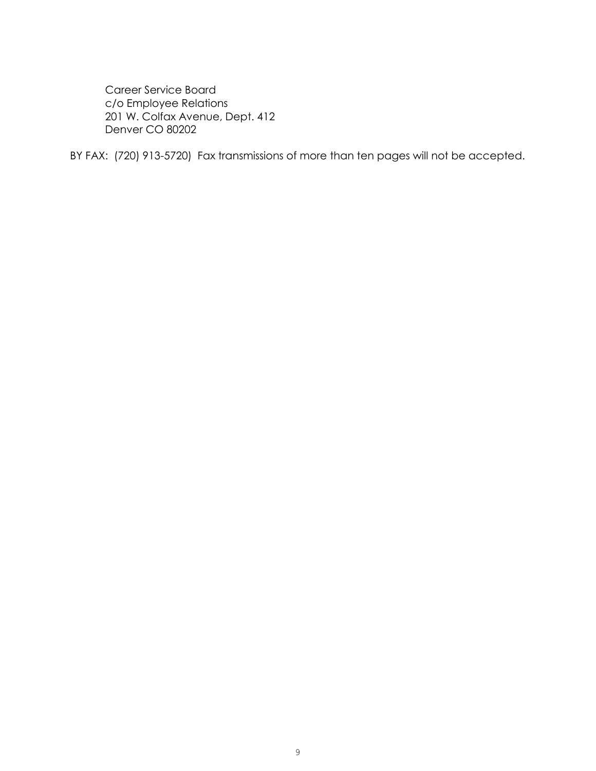Career Service Board
c/o Employee Relations
201 W. Colfax Avenue, Dept. 412
Denver CO 80202

BY FAX: (720) 913-5720) Fax transmissions of more than ten pages will not be accepted.